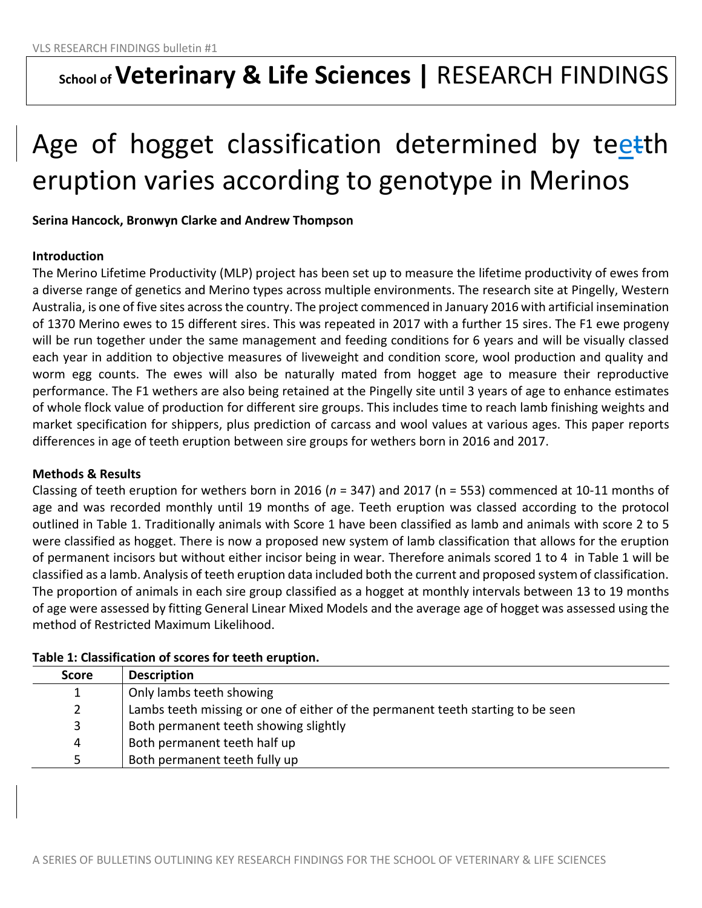# School of Veterinary & Life Sciences | RESEARCH FINDINGS

# Age of hogget classification determined by teeth eruption varies according to genotype in Merinos

**Serina Hancock, Bronwyn Clarke and Andrew Thompson**

**Introduction**

The Merino Lifetime Productivity (MLP) project has been set up to measure the lifetime productivity of ewes from a diverse range of genetics and Merino types across multiple environments. The research site at Pingelly, Western Australia, is one of five sites across the country. The project commenced in January 2016 with artificial insemination of 1370 Merino ewes to 15 different sires. This was repeated in 2017 with a further 15 sires. The F1 ewe progeny will be run together under the same management and feeding conditions for 6 years and will be visually classed each year in addition to objective measures of liveweight and condition score, wool production and quality and worm egg counts. The ewes will also be naturally mated from hogget age to measure their reproductive performance. The F1 wethers are also being retained at the Pingelly site until 3 years of age to enhance estimates of whole flock value of production for different sire groups. This includes time to reach lamb finishing weights and market specification for shippers, plus prediction of carcass and wool values at various ages. This paper reports differences in age of teeth eruption between sire groups for wethers born in 2016 and 2017.

**Methods & Results**

Classing of teeth eruption for wethers born in 2016 ($n$ = 347) and 2017 (n = 553) commenced at 10-11 months of age and was recorded monthly until 19 months of age. Teeth eruption was classed according to the protocol outlined in Table 1. Traditionally animals with Score 1 have been classified as lamb and animals with score 2 to 5 were classified as hogget. There is now a proposed new system of lamb classification that allows for the eruption of permanent incisors but without either incisor being in wear. Therefore animals scored 1 to 4 in Table 1 will be classified as a lamb. Analysis of teeth eruption data included both the current and proposed system of classification. The proportion of animals in each sire group classified as a hogget at monthly intervals between 13 to 19 months of age were assessed by fitting General Linear Mixed Models and the average age of hogget was assessed using the method of Restricted Maximum Likelihood.

**Table 1: Classification of scores for teeth eruption.**

| Score | Description |
|---|---|
| 1 | Only lambs teeth showing |
| 2 | Lambs teeth missing or one of either of the permanent teeth starting to be seen |
| 3 | Both permanent teeth showing slightly |
| 4 | Both permanent teeth half up |
| 5 | Both permanent teeth fully up |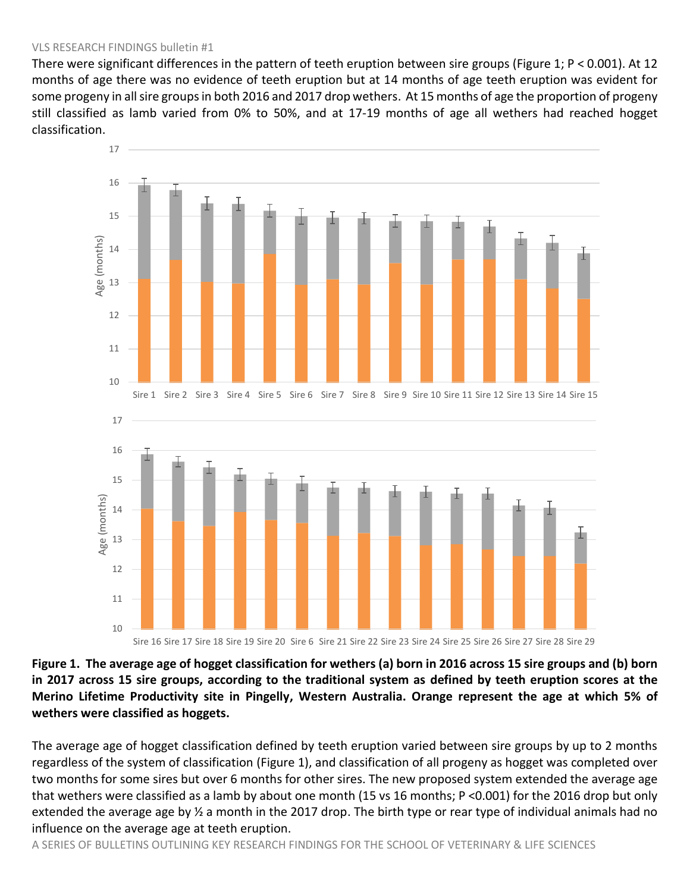There were significant differences in the pattern of teeth eruption between sire groups (Figure 1; P < 0.001). At 12 months of age there was no evidence of teeth eruption but at 14 months of age teeth eruption was evident for some progeny in all sire groups in both 2016 and 2017 drop wethers. At 15 months of age the proportion of progeny still classified as lamb varied from 0% to 50%, and at 17-19 months of age all wethers had reached hogget classification.

Age (months)

17
16
15
14
13
12
11
10

Sire 1 Sire 2 Sire 3 Sire 4 Sire 5 Sire 6 Sire 7 Sire 8 Sire 9 Sire 10 Sire 11 Sire 12 Sire 13 Sire 14 Sire 15

Age (months)

17
16
15
14
13
12
11
10

Sire 16 Sire 17 Sire 18 Sire 19 Sire 20 Sire 6 Sire 21 Sire 22 Sire 23 Sire 24 Sire 25 Sire 26 Sire 27 Sire 28 Sire 29

**Figure 1. The average age of hogget classification for wethers (a) born in 2016 across 15 sire groups and (b) born in 2017 across 15 sire groups, according to the traditional system as defined by teeth eruption scores at the Merino Lifetime Productivity site in Pingelly, Western Australia. Orange represent the age at which 5% of wethers were classified as hoggets.**

The average age of hogget classification defined by teeth eruption varied between sire groups by up to 2 months regardless of the system of classification (Figure 1), and classification of all progeny as hogget was completed over two months for some sires but over 6 months for other sires. The new proposed system extended the average age that wethers were classified as a lamb by about one month (15 vs 16 months; P <0.001) for the 2016 drop but only extended the average age by ½ a month in the 2017 drop. The birth type or rear type of individual animals had no influence on the average age at teeth eruption.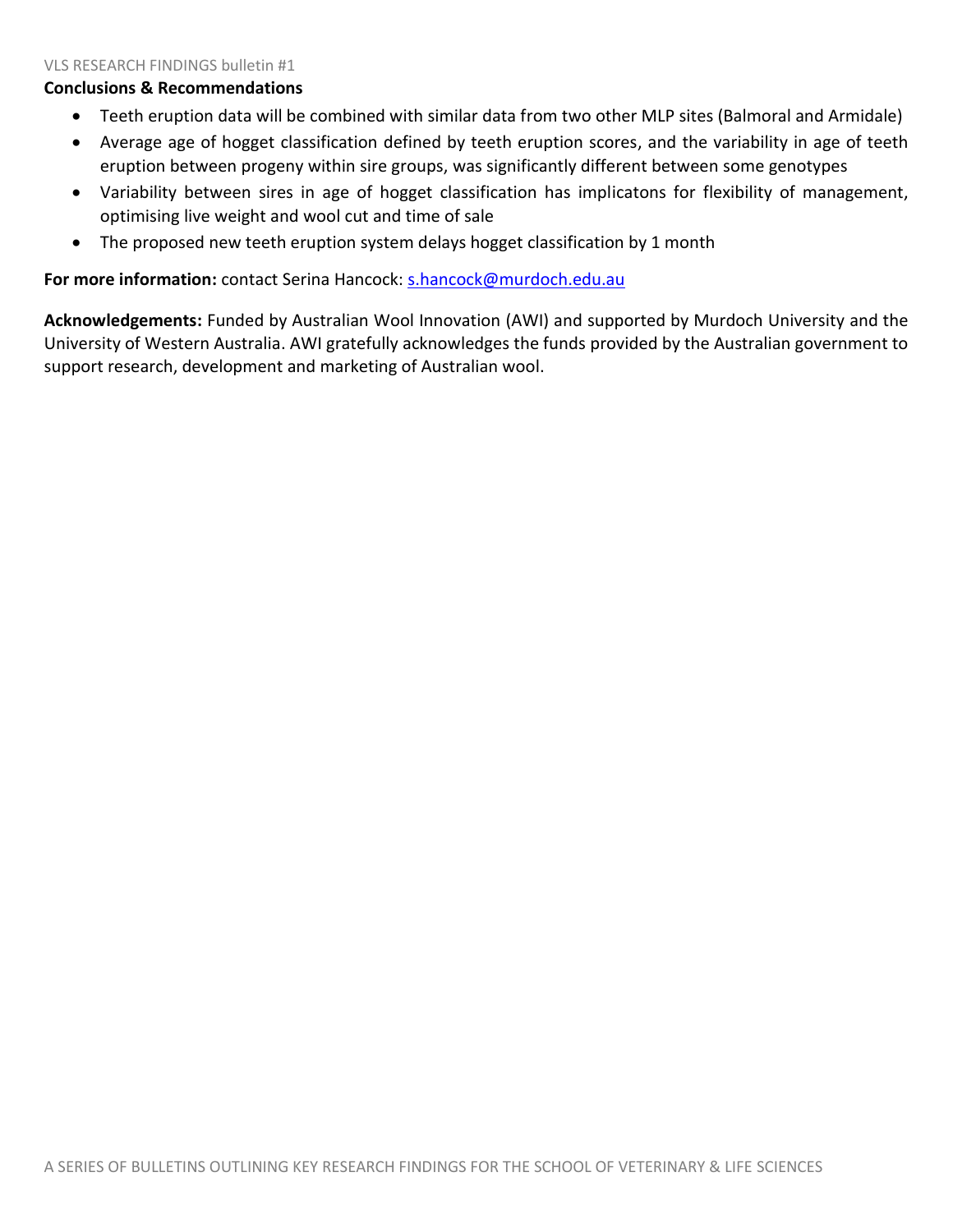## Conclusions & Recommendations

- Teeth eruption data will be combined with similar data from two other MLP sites (Balmoral and Armidale)
- Average age of hogget classification defined by teeth eruption scores, and the variability in age of teeth eruption between progeny within sire groups, was significantly different between some genotypes
- Variability between sires in age of hogget classification has implicatons for flexibility of management, optimising live weight and wool cut and time of sale
- The proposed new teeth eruption system delays hogget classification by 1 month

**For more information:** contact Serina Hancock: s.hancock@murdoch.edu.au

**Acknowledgements:** Funded by Australian Wool Innovation (AWI) and supported by Murdoch University and the University of Western Australia. AWI gratefully acknowledges the funds provided by the Australian government to support research, development and marketing of Australian wool.